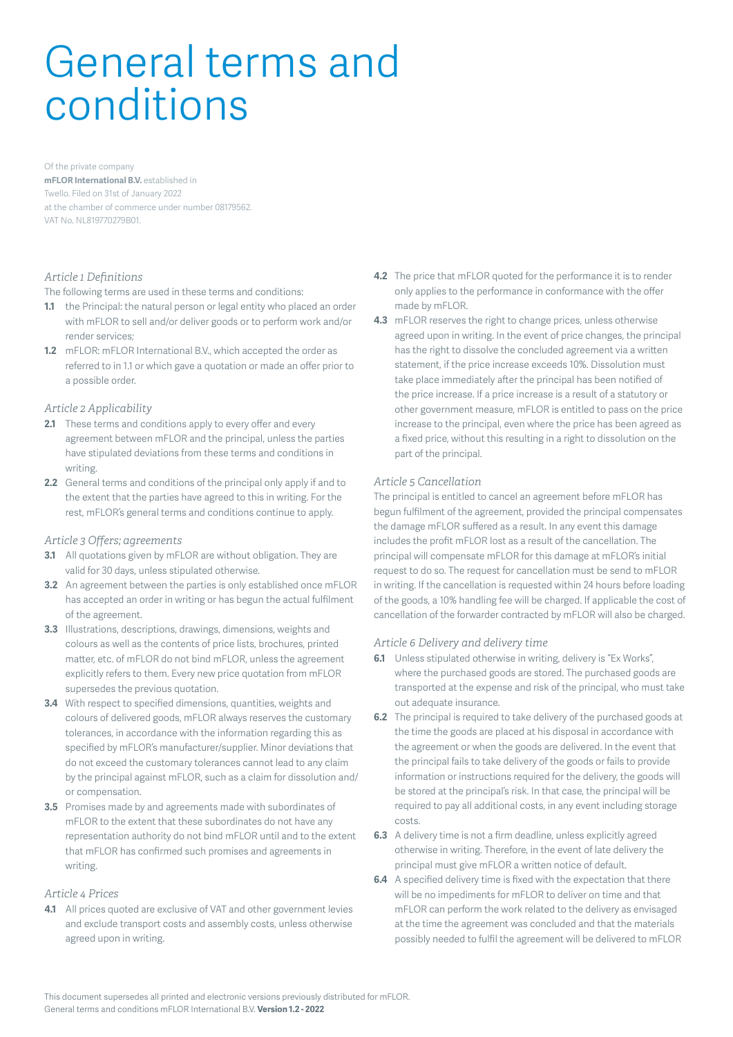# General terms and conditions

Of the private company
**mFLOR International B.V.** established in
Twello. Filed on 31st of January 2022
at the chamber of commerce under number 08179562.
VAT No. NL819770279B01.

### *Article 1 Definitions*

The following terms are used in these terms and conditions:

**1.1** the Principal: the natural person or legal entity who placed an order with mFLOR to sell and/or deliver goods or to perform work and/or render services;

**1.2** mFLOR: mFLOR International B.V., which accepted the order as referred to in 1.1 or which gave a quotation or made an offer prior to a possible order.

### *Article 2 Applicability*

**2.1** These terms and conditions apply to every offer and every agreement between mFLOR and the principal, unless the parties have stipulated deviations from these terms and conditions in writing.

**2.2** General terms and conditions of the principal only apply if and to the extent that the parties have agreed to this in writing. For the rest, mFLOR's general terms and conditions continue to apply.

### *Article 3 Offers; agreements*

**3.1** All quotations given by mFLOR are without obligation. They are valid for 30 days, unless stipulated otherwise.

**3.2** An agreement between the parties is only established once mFLOR has accepted an order in writing or has begun the actual fulfilment of the agreement.

**3.3** Illustrations, descriptions, drawings, dimensions, weights and colours as well as the contents of price lists, brochures, printed matter, etc. of mFLOR do not bind mFLOR, unless the agreement explicitly refers to them. Every new price quotation from mFLOR supersedes the previous quotation.

**3.4** With respect to specified dimensions, quantities, weights and colours of delivered goods, mFLOR always reserves the customary tolerances, in accordance with the information regarding this as specified by mFLOR's manufacturer/supplier. Minor deviations that do not exceed the customary tolerances cannot lead to any claim by the principal against mFLOR, such as a claim for dissolution and/or compensation.

**3.5** Promises made by and agreements made with subordinates of mFLOR to the extent that these subordinates do not have any representation authority do not bind mFLOR until and to the extent that mFLOR has confirmed such promises and agreements in writing.

### *Article 4 Prices*

**4.1** All prices quoted are exclusive of VAT and other government levies and exclude transport costs and assembly costs, unless otherwise agreed upon in writing.

**4.2** The price that mFLOR quoted for the performance it is to render only applies to the performance in conformance with the offer made by mFLOR.

**4.3** mFLOR reserves the right to change prices, unless otherwise agreed upon in writing. In the event of price changes, the principal has the right to dissolve the concluded agreement via a written statement, if the price increase exceeds 10%. Dissolution must take place immediately after the principal has been notified of the price increase. If a price increase is a result of a statutory or other government measure, mFLOR is entitled to pass on the price increase to the principal, even where the price has been agreed as a fixed price, without this resulting in a right to dissolution on the part of the principal.

### *Article 5 Cancellation*

The principal is entitled to cancel an agreement before mFLOR has begun fulfilment of the agreement, provided the principal compensates the damage mFLOR suffered as a result. In any event this damage includes the profit mFLOR lost as a result of the cancellation. The principal will compensate mFLOR for this damage at mFLOR's initial request to do so. The request for cancellation must be send to mFLOR in writing. If the cancellation is requested within 24 hours before loading of the goods, a 10% handling fee will be charged. If applicable the cost of cancellation of the forwarder contracted by mFLOR will also be charged.

### *Article 6 Delivery and delivery time*

**6.1** Unless stipulated otherwise in writing, delivery is "Ex Works", where the purchased goods are stored. The purchased goods are transported at the expense and risk of the principal, who must take out adequate insurance.

**6.2** The principal is required to take delivery of the purchased goods at the time the goods are placed at his disposal in accordance with the agreement or when the goods are delivered. In the event that the principal fails to take delivery of the goods or fails to provide information or instructions required for the delivery, the goods will be stored at the principal's risk. In that case, the principal will be required to pay all additional costs, in any event including storage costs.

**6.3** A delivery time is not a firm deadline, unless explicitly agreed otherwise in writing. Therefore, in the event of late delivery the principal must give mFLOR a written notice of default.

**6.4** A specified delivery time is fixed with the expectation that there will be no impediments for mFLOR to deliver on time and that mFLOR can perform the work related to the delivery as envisaged at the time the agreement was concluded and that the materials possibly needed to fulfil the agreement will be delivered to mFLOR

This document supersedes all printed and electronic versions previously distributed for mFLOR.
General terms and conditions mFLOR International B.V. **Version 1.2 - 2022**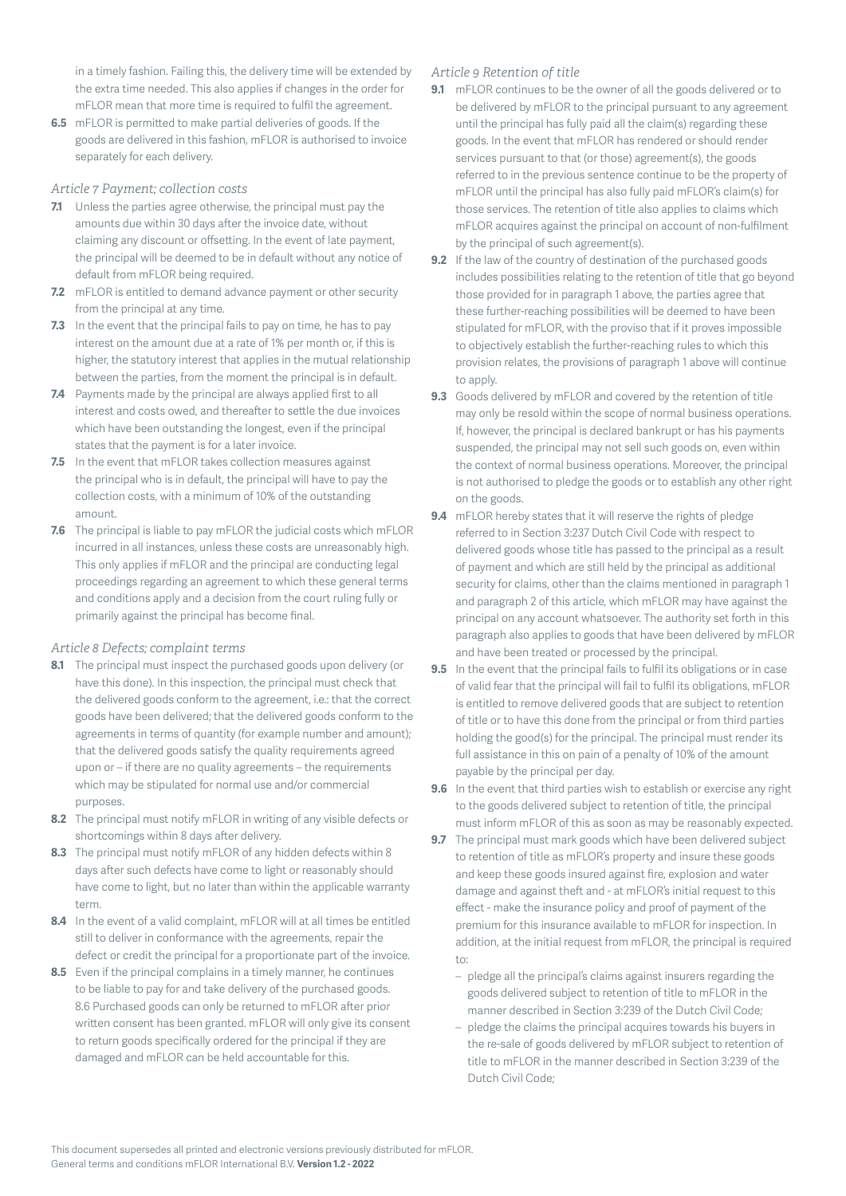in a timely fashion. Failing this, the delivery time will be extended by the extra time needed. This also applies if changes in the order for mFLOR mean that more time is required to fulfil the agreement.

**6.5** mFLOR is permitted to make partial deliveries of goods. If the goods are delivered in this fashion, mFLOR is authorised to invoice separately for each delivery.

### *Article 7 Payment; collection costs*

**7.1** Unless the parties agree otherwise, the principal must pay the amounts due within 30 days after the invoice date, without claiming any discount or offsetting. In the event of late payment, the principal will be deemed to be in default without any notice of default from mFLOR being required.

**7.2** mFLOR is entitled to demand advance payment or other security from the principal at any time.

**7.3** In the event that the principal fails to pay on time, he has to pay interest on the amount due at a rate of 1% per month or, if this is higher, the statutory interest that applies in the mutual relationship between the parties, from the moment the principal is in default.

**7.4** Payments made by the principal are always applied first to all interest and costs owed, and thereafter to settle the due invoices which have been outstanding the longest, even if the principal states that the payment is for a later invoice.

**7.5** In the event that mFLOR takes collection measures against the principal who is in default, the principal will have to pay the collection costs, with a minimum of 10% of the outstanding amount.

**7.6** The principal is liable to pay mFLOR the judicial costs which mFLOR incurred in all instances, unless these costs are unreasonably high. This only applies if mFLOR and the principal are conducting legal proceedings regarding an agreement to which these general terms and conditions apply and a decision from the court ruling fully or primarily against the principal has become final.

### *Article 8 Defects; complaint terms*

**8.1** The principal must inspect the purchased goods upon delivery (or have this done). In this inspection, the principal must check that the delivered goods conform to the agreement, i.e.: that the correct goods have been delivered; that the delivered goods conform to the agreements in terms of quantity (for example number and amount); that the delivered goods satisfy the quality requirements agreed upon or – if there are no quality agreements – the requirements which may be stipulated for normal use and/or commercial purposes.

**8.2** The principal must notify mFLOR in writing of any visible defects or shortcomings within 8 days after delivery.

**8.3** The principal must notify mFLOR of any hidden defects within 8 days after such defects have come to light or reasonably should have come to light, but no later than within the applicable warranty term.

**8.4** In the event of a valid complaint, mFLOR will at all times be entitled still to deliver in conformance with the agreements, repair the defect or credit the principal for a proportionate part of the invoice.

**8.5** Even if the principal complains in a timely manner, he continues to be liable to pay for and take delivery of the purchased goods. 8.6 Purchased goods can only be returned to mFLOR after prior written consent has been granted. mFLOR will only give its consent to return goods specifically ordered for the principal if they are damaged and mFLOR can be held accountable for this.

### *Article 9 Retention of title*

**9.1** mFLOR continues to be the owner of all the goods delivered or to be delivered by mFLOR to the principal pursuant to any agreement until the principal has fully paid all the claim(s) regarding these goods. In the event that mFLOR has rendered or should render services pursuant to that (or those) agreement(s), the goods referred to in the previous sentence continue to be the property of mFLOR until the principal has also fully paid mFLOR's claim(s) for those services. The retention of title also applies to claims which mFLOR acquires against the principal on account of non-fulfilment by the principal of such agreement(s).

**9.2** If the law of the country of destination of the purchased goods includes possibilities relating to the retention of title that go beyond those provided for in paragraph 1 above, the parties agree that these further-reaching possibilities will be deemed to have been stipulated for mFLOR, with the proviso that if it proves impossible to objectively establish the further-reaching rules to which this provision relates, the provisions of paragraph 1 above will continue to apply.

**9.3** Goods delivered by mFLOR and covered by the retention of title may only be resold within the scope of normal business operations. If, however, the principal is declared bankrupt or has his payments suspended, the principal may not sell such goods on, even within the context of normal business operations. Moreover, the principal is not authorised to pledge the goods or to establish any other right on the goods.

**9.4** mFLOR hereby states that it will reserve the rights of pledge referred to in Section 3:237 Dutch Civil Code with respect to delivered goods whose title has passed to the principal as a result of payment and which are still held by the principal as additional security for claims, other than the claims mentioned in paragraph 1 and paragraph 2 of this article, which mFLOR may have against the principal on any account whatsoever. The authority set forth in this paragraph also applies to goods that have been delivered by mFLOR and have been treated or processed by the principal.

**9.5** In the event that the principal fails to fulfil its obligations or in case of valid fear that the principal will fail to fulfil its obligations, mFLOR is entitled to remove delivered goods that are subject to retention of title or to have this done from the principal or from third parties holding the good(s) for the principal. The principal must render its full assistance in this on pain of a penalty of 10% of the amount payable by the principal per day.

**9.6** In the event that third parties wish to establish or exercise any right to the goods delivered subject to retention of title, the principal must inform mFLOR of this as soon as may be reasonably expected.

**9.7** The principal must mark goods which have been delivered subject to retention of title as mFLOR's property and insure these goods and keep these goods insured against fire, explosion and water damage and against theft and - at mFLOR's initial request to this effect - make the insurance policy and proof of payment of the premium for this insurance available to mFLOR for inspection. In addition, at the initial request from mFLOR, the principal is required to:

- pledge all the principal's claims against insurers regarding the goods delivered subject to retention of title to mFLOR in the manner described in Section 3:239 of the Dutch Civil Code;
- pledge the claims the principal acquires towards his buyers in the re-sale of goods delivered by mFLOR subject to retention of title to mFLOR in the manner described in Section 3:239 of the Dutch Civil Code;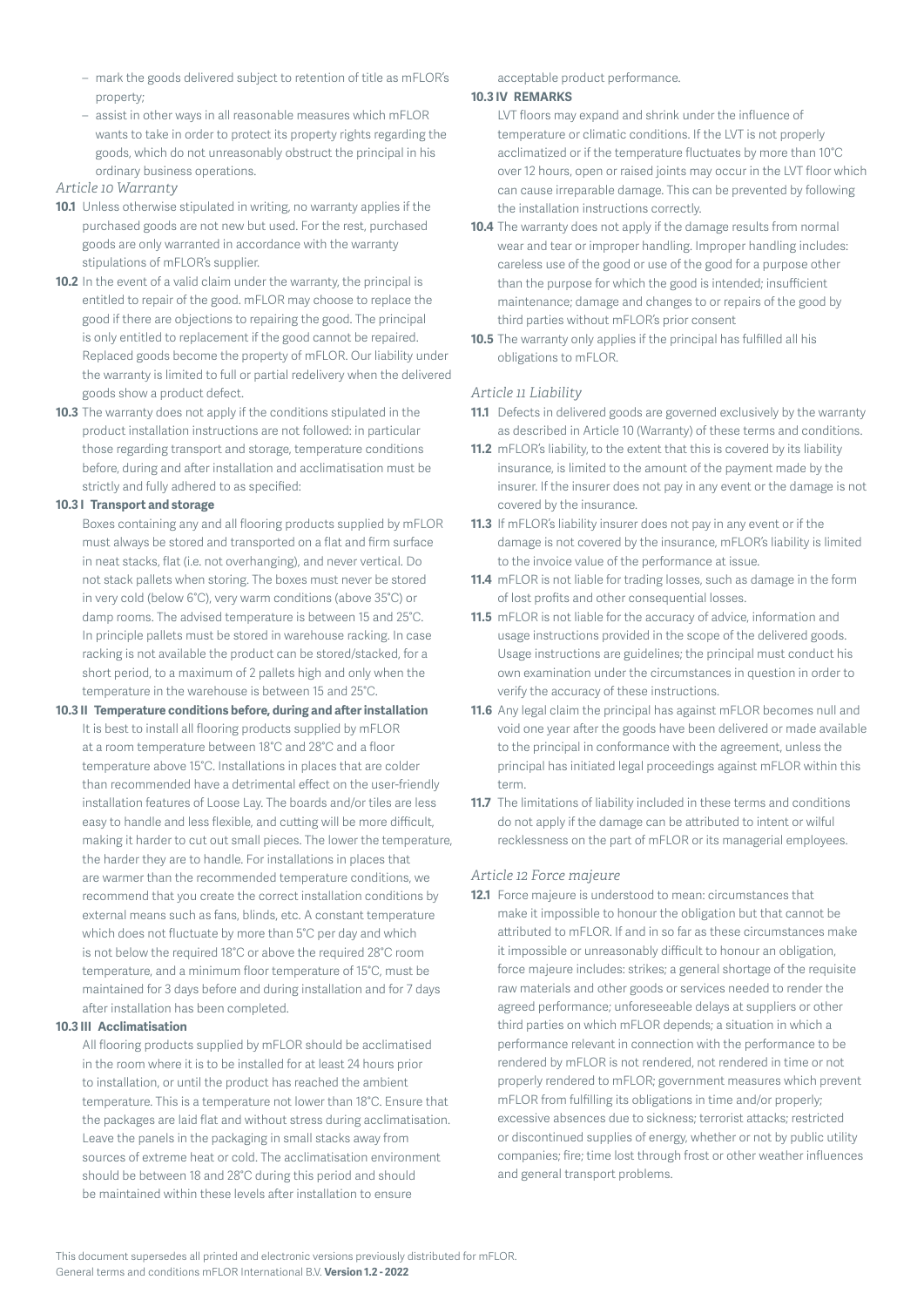- mark the goods delivered subject to retention of title as mFLOR's property;
- assist in other ways in all reasonable measures which mFLOR wants to take in order to protect its property rights regarding the goods, which do not unreasonably obstruct the principal in his ordinary business operations.

*Article 10 Warranty*

**10.1** Unless otherwise stipulated in writing, no warranty applies if the purchased goods are not new but used. For the rest, purchased goods are only warranted in accordance with the warranty stipulations of mFLOR's supplier.

**10.2** In the event of a valid claim under the warranty, the principal is entitled to repair of the good. mFLOR may choose to replace the good if there are objections to repairing the good. The principal is only entitled to replacement if the good cannot be repaired. Replaced goods become the property of mFLOR. Our liability under the warranty is limited to full or partial redelivery when the delivered goods show a product defect.

**10.3** The warranty does not apply if the conditions stipulated in the product installation instructions are not followed: in particular those regarding transport and storage, temperature conditions before, during and after installation and acclimatisation must be strictly and fully adhered to as specified:

**10.3 I Transport and storage**

Boxes containing any and all flooring products supplied by mFLOR must always be stored and transported on a flat and firm surface in neat stacks, flat (i.e. not overhanging), and never vertical. Do not stack pallets when storing. The boxes must never be stored in very cold (below 6°C), very warm conditions (above 35°C) or damp rooms. The advised temperature is between 15 and 25°C. In principle pallets must be stored in warehouse racking. In case racking is not available the product can be stored/stacked, for a short period, to a maximum of 2 pallets high and only when the temperature in the warehouse is between 15 and 25°C.

**10.3 II Temperature conditions before, during and after installation**

It is best to install all flooring products supplied by mFLOR at a room temperature between 18°C and 28°C and a floor temperature above 15°C. Installations in places that are colder than recommended have a detrimental effect on the user-friendly installation features of Loose Lay. The boards and/or tiles are less easy to handle and less flexible, and cutting will be more difficult, making it harder to cut out small pieces. The lower the temperature, the harder they are to handle. For installations in places that are warmer than the recommended temperature conditions, we recommend that you create the correct installation conditions by external means such as fans, blinds, etc. A constant temperature which does not fluctuate by more than 5°C per day and which is not below the required 18°C or above the required 28°C room temperature, and a minimum floor temperature of 15°C, must be maintained for 3 days before and during installation and for 7 days after installation has been completed.

**10.3 III Acclimatisation**

All flooring products supplied by mFLOR should be acclimatised in the room where it is to be installed for at least 24 hours prior to installation, or until the product has reached the ambient temperature. This is a temperature not lower than 18°C. Ensure that the packages are laid flat and without stress during acclimatisation. Leave the panels in the packaging in small stacks away from sources of extreme heat or cold. The acclimatisation environment should be between 18 and 28°C during this period and should be maintained within these levels after installation to ensure acceptable product performance.

**10.3 IV REMARKS**

LVT floors may expand and shrink under the influence of temperature or climatic conditions. If the LVT is not properly acclimatized or if the temperature fluctuates by more than 10°C over 12 hours, open or raised joints may occur in the LVT floor which can cause irreparable damage. This can be prevented by following the installation instructions correctly.

**10.4** The warranty does not apply if the damage results from normal wear and tear or improper handling. Improper handling includes: careless use of the good or use of the good for a purpose other than the purpose for which the good is intended; insufficient maintenance; damage and changes to or repairs of the good by third parties without mFLOR's prior consent

**10.5** The warranty only applies if the principal has fulfilled all his obligations to mFLOR.

*Article 11 Liability*

**11.1** Defects in delivered goods are governed exclusively by the warranty as described in Article 10 (Warranty) of these terms and conditions.

**11.2** mFLOR's liability, to the extent that this is covered by its liability insurance, is limited to the amount of the payment made by the insurer. If the insurer does not pay in any event or the damage is not covered by the insurance.

**11.3** If mFLOR's liability insurer does not pay in any event or if the damage is not covered by the insurance, mFLOR's liability is limited to the invoice value of the performance at issue.

**11.4** mFLOR is not liable for trading losses, such as damage in the form of lost profits and other consequential losses.

**11.5** mFLOR is not liable for the accuracy of advice, information and usage instructions provided in the scope of the delivered goods. Usage instructions are guidelines; the principal must conduct his own examination under the circumstances in question in order to verify the accuracy of these instructions.

**11.6** Any legal claim the principal has against mFLOR becomes null and void one year after the goods have been delivered or made available to the principal in conformance with the agreement, unless the principal has initiated legal proceedings against mFLOR within this term.

**11.7** The limitations of liability included in these terms and conditions do not apply if the damage can be attributed to intent or wilful recklessness on the part of mFLOR or its managerial employees.

*Article 12 Force majeure*

**12.1** Force majeure is understood to mean: circumstances that make it impossible to honour the obligation but that cannot be attributed to mFLOR. If and in so far as these circumstances make it impossible or unreasonably difficult to honour an obligation, force majeure includes: strikes; a general shortage of the requisite raw materials and other goods or services needed to render the agreed performance; unforeseeable delays at suppliers or other third parties on which mFLOR depends; a situation in which a performance relevant in connection with the performance to be rendered by mFLOR is not rendered, not rendered in time or not properly rendered to mFLOR; government measures which prevent mFLOR from fulfilling its obligations in time and/or properly; excessive absences due to sickness; terrorist attacks; restricted or discontinued supplies of energy, whether or not by public utility companies; fire; time lost through frost or other weather influences and general transport problems.

This document supersedes all printed and electronic versions previously distributed for mFLOR.
General terms and conditions mFLOR International B.V. **Version 1.2 - 2022**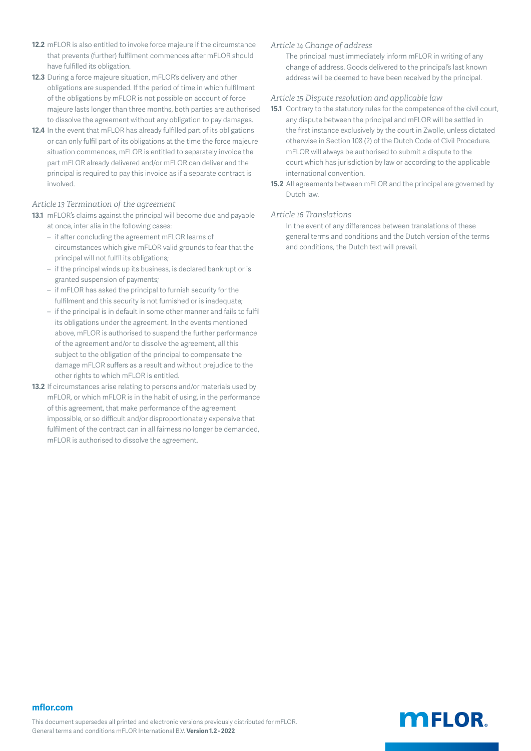**12.2** mFLOR is also entitled to invoke force majeure if the circumstance that prevents (further) fulfilment commences after mFLOR should have fulfilled its obligation.

**12.3** During a force majeure situation, mFLOR's delivery and other obligations are suspended. If the period of time in which fulfilment of the obligations by mFLOR is not possible on account of force majeure lasts longer than three months, both parties are authorised to dissolve the agreement without any obligation to pay damages.

**12.4** In the event that mFLOR has already fulfilled part of its obligations or can only fulfil part of its obligations at the time the force majeure situation commences, mFLOR is entitled to separately invoice the part mFLOR already delivered and/or mFLOR can deliver and the principal is required to pay this invoice as if a separate contract is involved.

### *Article 13 Termination of the agreement*

**13.1** mFLOR's claims against the principal will become due and payable at once, inter alia in the following cases:

- if after concluding the agreement mFLOR learns of circumstances which give mFLOR valid grounds to fear that the principal will not fulfil its obligations;
- if the principal winds up its business, is declared bankrupt or is granted suspension of payments;
- if mFLOR has asked the principal to furnish security for the fulfilment and this security is not furnished or is inadequate;
- if the principal is in default in some other manner and fails to fulfil its obligations under the agreement. In the events mentioned above, mFLOR is authorised to suspend the further performance of the agreement and/or to dissolve the agreement, all this subject to the obligation of the principal to compensate the damage mFLOR suffers as a result and without prejudice to the other rights to which mFLOR is entitled.

**13.2** If circumstances arise relating to persons and/or materials used by mFLOR, or which mFLOR is in the habit of using, in the performance of this agreement, that make performance of the agreement impossible, or so difficult and/or disproportionately expensive that fulfilment of the contract can in all fairness no longer be demanded, mFLOR is authorised to dissolve the agreement.

### *Article 14 Change of address*

The principal must immediately inform mFLOR in writing of any change of address. Goods delivered to the principal's last known address will be deemed to have been received by the principal.

### *Article 15 Dispute resolution and applicable law*

**15.1** Contrary to the statutory rules for the competence of the civil court, any dispute between the principal and mFLOR will be settled in the first instance exclusively by the court in Zwolle, unless dictated otherwise in Section 108 (2) of the Dutch Code of Civil Procedure. mFLOR will always be authorised to submit a dispute to the court which has jurisdiction by law or according to the applicable international convention.

**15.2** All agreements between mFLOR and the principal are governed by Dutch law.

### *Article 16 Translations*

In the event of any differences between translations of these general terms and conditions and the Dutch version of the terms and conditions, the Dutch text will prevail.

**mflor.com**

This document supersedes all printed and electronic versions previously distributed for mFLOR.
General terms and conditions mFLOR International B.V. **Version 1.2 - 2022**